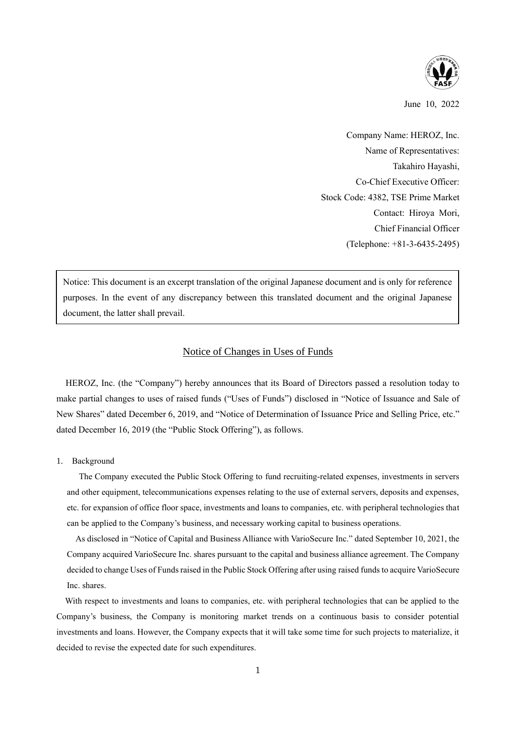June 10, 2022

Company Name: HEROZ, Inc.
Name of Representatives:
Takahiro Hayashi,
Co-Chief Executive Officer:
Stock Code: 4382, TSE Prime Market
Contact: Hiroya Mori,
Chief Financial Officer
(Telephone: +81-3-6435-2495)

Notice: This document is an excerpt translation of the original Japanese document and is only for reference purposes. In the event of any discrepancy between this translated document and the original Japanese document, the latter shall prevail.

# Notice of Changes in Uses of Funds

HEROZ, Inc. (the "Company") hereby announces that its Board of Directors passed a resolution today to make partial changes to uses of raised funds ("Uses of Funds") disclosed in "Notice of Issuance and Sale of New Shares" dated December 6, 2019, and "Notice of Determination of Issuance Price and Selling Price, etc." dated December 16, 2019 (the "Public Stock Offering"), as follows.

1. Background

The Company executed the Public Stock Offering to fund recruiting-related expenses, investments in servers and other equipment, telecommunications expenses relating to the use of external servers, deposits and expenses, etc. for expansion of office floor space, investments and loans to companies, etc. with peripheral technologies that can be applied to the Company's business, and necessary working capital to business operations.

As disclosed in "Notice of Capital and Business Alliance with VarioSecure Inc." dated September 10, 2021, the Company acquired VarioSecure Inc. shares pursuant to the capital and business alliance agreement. The Company decided to change Uses of Funds raised in the Public Stock Offering after using raised funds to acquire VarioSecure Inc. shares.

With respect to investments and loans to companies, etc. with peripheral technologies that can be applied to the Company's business, the Company is monitoring market trends on a continuous basis to consider potential investments and loans. However, the Company expects that it will take some time for such projects to materialize, it decided to revise the expected date for such expenditures.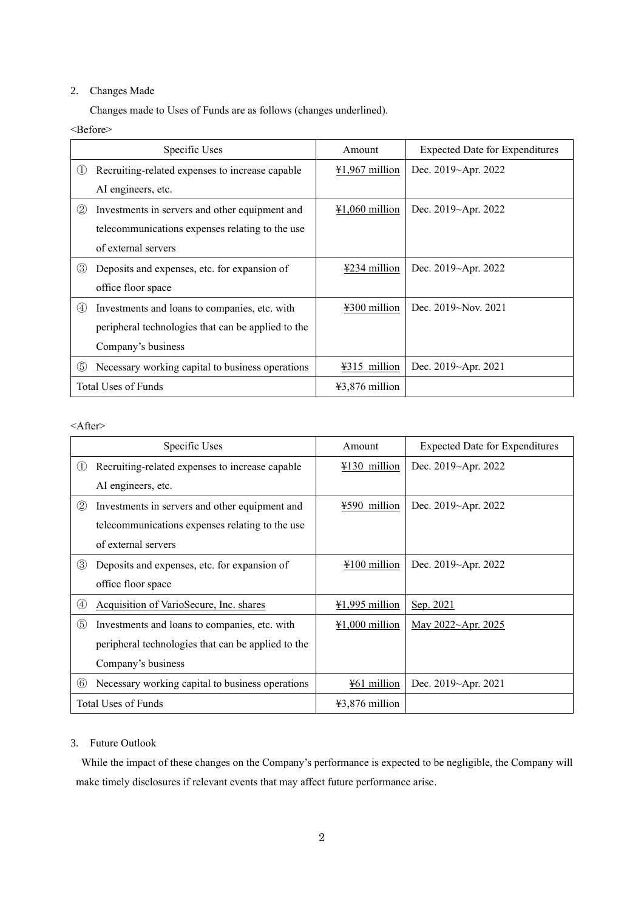2. Changes Made

Changes made to Uses of Funds are as follows (changes underlined).

<Before>

| Specific Uses | Amount | Expected Date for Expenditures |
|---|---|---|
| ① Recruiting-related expenses to increase capable AI engineers, etc. | ¥1,967 million | Dec. 2019~Apr. 2022 |
| ② Investments in servers and other equipment and telecommunications expenses relating to the use of external servers | ¥1,060 million | Dec. 2019~Apr. 2022 |
| ③ Deposits and expenses, etc. for expansion of office floor space | ¥234 million | Dec. 2019~Apr. 2022 |
| ④ Investments and loans to companies, etc. with peripheral technologies that can be applied to the Company's business | ¥300 million | Dec. 2019~Nov. 2021 |
| ⑤ Necessary working capital to business operations | ¥315 million | Dec. 2019~Apr. 2021 |
| Total Uses of Funds | ¥3,876 million | |

<After>

| Specific Uses | Amount | Expected Date for Expenditures |
|---|---|---|
| ① Recruiting-related expenses to increase capable AI engineers, etc. | ¥130 million | Dec. 2019~Apr. 2022 |
| ② Investments in servers and other equipment and telecommunications expenses relating to the use of external servers | ¥590 million | Dec. 2019~Apr. 2022 |
| ③ Deposits and expenses, etc. for expansion of office floor space | ¥100 million | Dec. 2019~Apr. 2022 |
| ④ Acquisition of VarioSecure, Inc. shares | ¥1,995 million | Sep. 2021 |
| ⑤ Investments and loans to companies, etc. with peripheral technologies that can be applied to the Company's business | ¥1,000 million | May 2022~Apr. 2025 |
| ⑥ Necessary working capital to business operations | ¥61 million | Dec. 2019~Apr. 2021 |
| Total Uses of Funds | ¥3,876 million | |

3. Future Outlook

While the impact of these changes on the Company's performance is expected to be negligible, the Company will make timely disclosures if relevant events that may affect future performance arise.